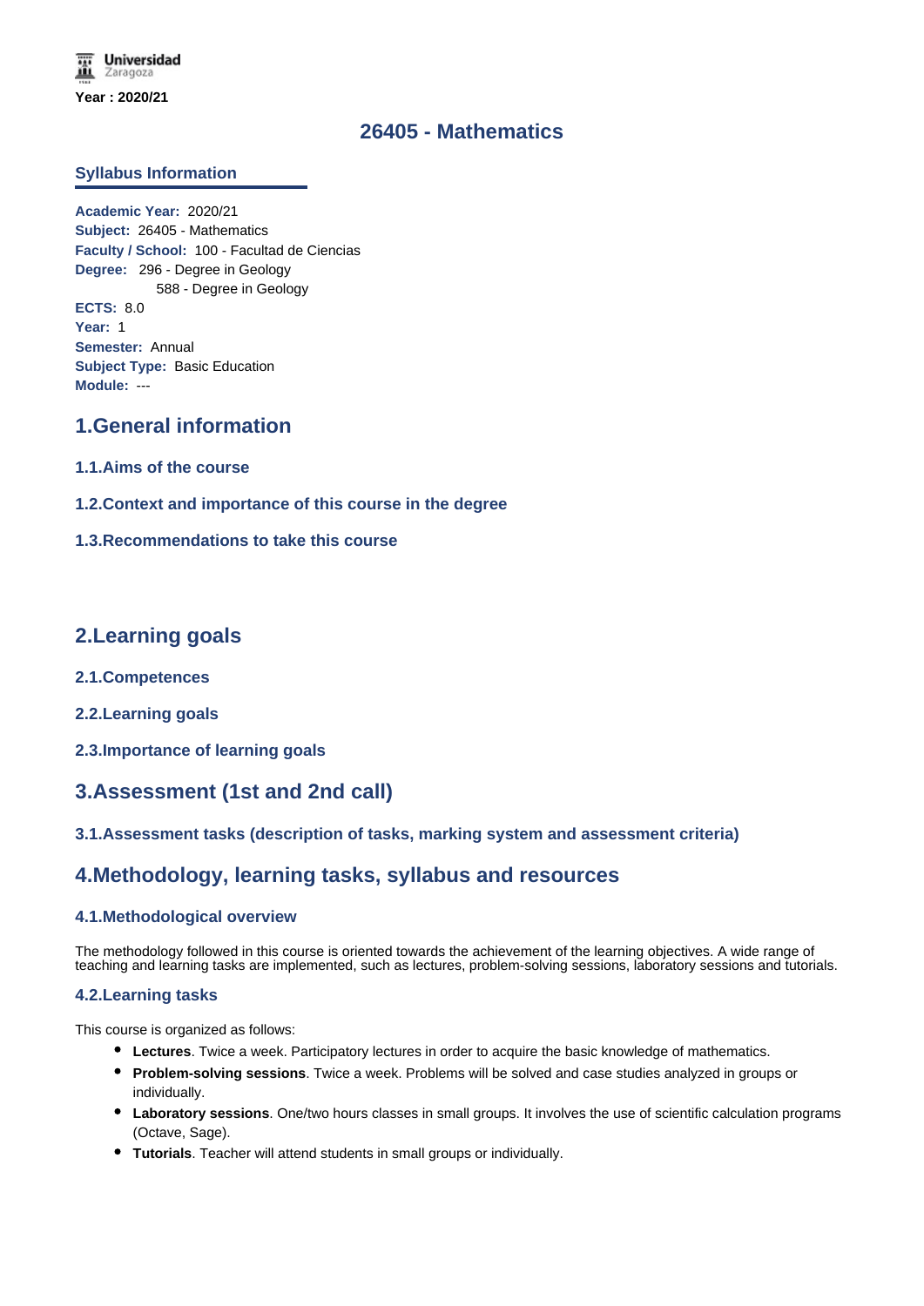Year : 2020/21

# 26405 - Mathematics

### Syllabus Information

**Academic Year:** 2020/21
**Subject:** 26405 - Mathematics
**Faculty / School:** 100 - Facultad de Ciencias
**Degree:** 296 - Degree in Geology
588 - Degree in Geology
**ECTS:** 8.0
**Year:** 1
**Semester:** Annual
**Subject Type:** Basic Education
**Module:** ---

## 1.General information

### 1.1.Aims of the course

### 1.2.Context and importance of this course in the degree

### 1.3.Recommendations to take this course

## 2.Learning goals

### 2.1.Competences

### 2.2.Learning goals

### 2.3.Importance of learning goals

## 3.Assessment (1st and 2nd call)

### 3.1.Assessment tasks (description of tasks, marking system and assessment criteria)

## 4.Methodology, learning tasks, syllabus and resources

### 4.1.Methodological overview

The methodology followed in this course is oriented towards the achievement of the learning objectives. A wide range of teaching and learning tasks are implemented, such as lectures, problem-solving sessions, laboratory sessions and tutorials.

### 4.2.Learning tasks

This course is organized as follows:

- **Lectures**. Twice a week. Participatory lectures in order to acquire the basic knowledge of mathematics.
- **Problem-solving sessions**. Twice a week. Problems will be solved and case studies analyzed in groups or individually.
- **Laboratory sessions**. One/two hours classes in small groups. It involves the use of scientific calculation programs (Octave, Sage).
- **Tutorials**. Teacher will attend students in small groups or individually.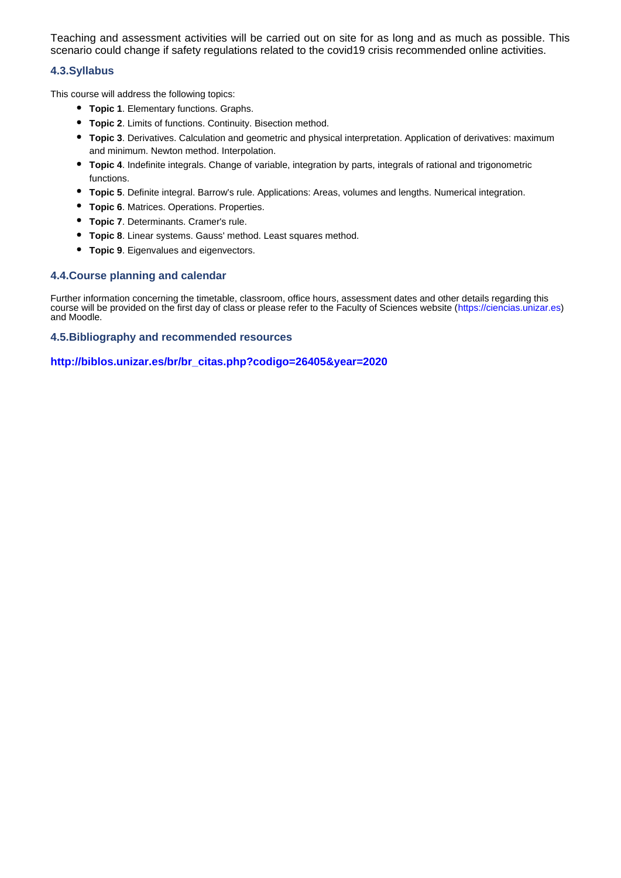Teaching and assessment activities will be carried out on site for as long and as much as possible. This scenario could change if safety regulations related to the covid19 crisis recommended online activities.

### 4.3.Syllabus

This course will address the following topics:

- **Topic 1**. Elementary functions. Graphs.
- **Topic 2**. Limits of functions. Continuity. Bisection method.
- **Topic 3**. Derivatives. Calculation and geometric and physical interpretation. Application of derivatives: maximum and minimum. Newton method. Interpolation.
- **Topic 4**. Indefinite integrals. Change of variable, integration by parts, integrals of rational and trigonometric functions.
- **Topic 5**. Definite integral. Barrow's rule. Applications: Areas, volumes and lengths. Numerical integration.
- **Topic 6**. Matrices. Operations. Properties.
- **Topic 7**. Determinants. Cramer's rule.
- **Topic 8**. Linear systems. Gauss' method. Least squares method.
- **Topic 9**. Eigenvalues and eigenvectors.

### 4.4.Course planning and calendar

Further information concerning the timetable, classroom, office hours, assessment dates and other details regarding this course will be provided on the first day of class or please refer to the Faculty of Sciences website (https://ciencias.unizar.es) and Moodle.

### 4.5.Bibliography and recommended resources

**http://biblos.unizar.es/br/br_citas.php?codigo=26405&year=2020**